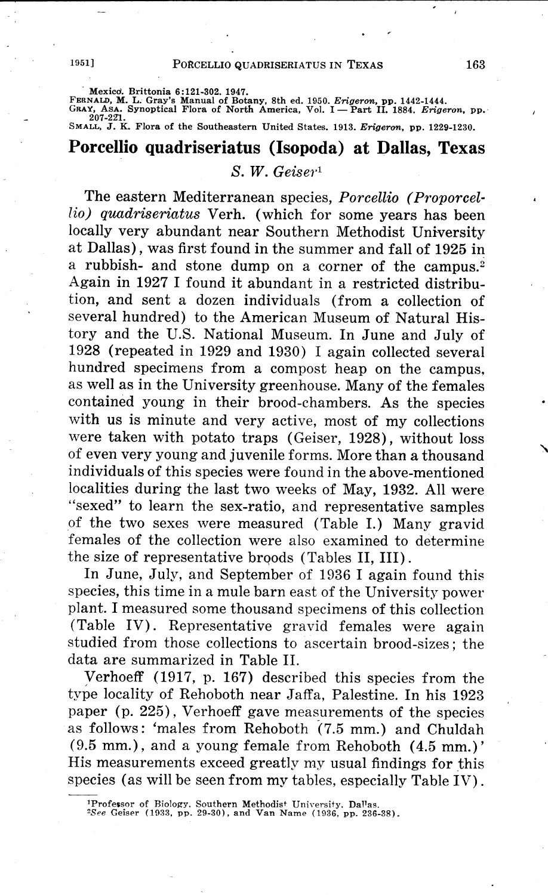Mexico. Brittonia 6:121-302. 1947.

FERNALD, M. L. Gray's Manual of Botany, 8th ed. 1950. *Erigeron*, pp. 1442-1444.

GRAY, ASA. Synoptical Flora of North America, Vol. I — Part II. 1884. *Erigeron*, pp. 207-221.

SMALL, J. K. Flora of the Southeastern United States. 1913. *Erigeron*, pp. 1229-1230.

# Porcellio quadriseriatus (Isopoda) at Dallas, Texas

*S. W. Geiser*[1]

The eastern Mediterranean species, *Porcellio (Proporcellio) quadriseriatus* Verh. (which for some years has been locally very abundant near Southern Methodist University at Dallas), was first found in the summer and fall of 1925 in a rubbish- and stone dump on a corner of the campus.[2] Again in 1927 I found it abundant in a restricted distribution, and sent a dozen individuals (from a collection of several hundred) to the American Museum of Natural History and the U.S. National Museum. In June and July of 1928 (repeated in 1929 and 1930) I again collected several hundred specimens from a compost heap on the campus, as well as in the University greenhouse. Many of the females contained young in their brood-chambers. As the species with us is minute and very active, most of my collections were taken with potato traps (Geiser, 1928), without loss of even very young and juvenile forms. More than a thousand individuals of this species were found in the above-mentioned localities during the last two weeks of May, 1932. All were "sexed" to learn the sex-ratio, and representative samples of the two sexes were measured (Table I.) Many gravid females of the collection were also examined to determine the size of representative broods (Tables II, III).

In June, July, and September of 1936 I again found this species, this time in a mule barn east of the University power plant. I measured some thousand specimens of this collection (Table IV). Representative gravid females were again studied from those collections to ascertain brood-sizes; the data are summarized in Table II.

Verhoeff (1917, p. 167) described this species from the type locality of Rehoboth near Jaffa, Palestine. In his 1923 paper (p. 225), Verhoeff gave measurements of the species as follows: 'males from Rehoboth (7.5 mm.) and Chuldah (9.5 mm.), and a young female from Rehoboth (4.5 mm.)' His measurements exceed greatly my usual findings for this species (as will be seen from my tables, especially Table IV).

[1] Professor of Biology, Southern Methodist University, Dallas.

[2] *See* Geiser (1933, pp. 29-30), and Van Name (1936, pp. 236-38).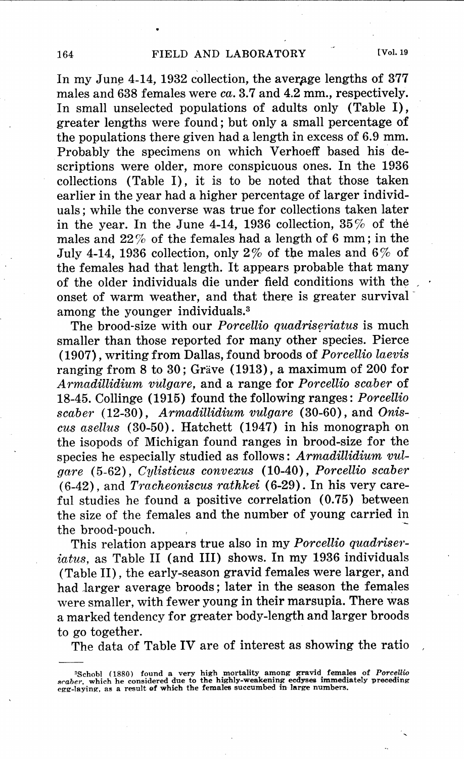In my June 4-14, 1932 collection, the average lengths of 377 males and 638 females were *ca.* 3.7 and 4.2 mm., respectively. In small unselected populations of adults only (Table I), greater lengths were found; but only a small percentage of the populations there given had a length in excess of 6.9 mm. Probably the specimens on which Verhoeff based his descriptions were older, more conspicuous ones. In the 1936 collections (Table I), it is to be noted that those taken earlier in the year had a higher percentage of larger individuals; while the converse was true for collections taken later in the year. In the June 4-14, 1936 collection, 35% of the males and 22% of the females had a length of 6 mm; in the July 4-14, 1936 collection, only 2% of the males and 6% of the females had that length. It appears probable that many of the older individuals die under field conditions with the onset of warm weather, and that there is greater survival among the younger individuals.[3]

The brood-size with our *Porcellio quadriseriatus* is much smaller than those reported for many other species. Pierce (1907), writing from Dallas, found broods of *Porcellio laevis* ranging from 8 to 30; Gräve (1913), a maximum of 200 for *Armadillidium vulgare,* and a range for *Porcellio scaber* of 18-45. Collinge (1915) found the following ranges: *Porcellio scaber* (12-30), *Armadillidium vulgare* (30-60), and *Oniscus asellus* (30-50). Hatchett (1947) in his monograph on the isopods of Michigan found ranges in brood-size for the species he especially studied as follows: *Armadillidium vulgare* (5-62), *Cylisticus convexus* (10-40), *Porcellio scaber* (6-42), and *Tracheoniscus rathkei* (6-29). In his very careful studies he found a positive correlation (0.75) between the size of the females and the number of young carried in the brood-pouch.

This relation appears true also in my *Porcellio quadriseriatus,* as Table II (and III) shows. In my 1936 individuals (Table II), the early-season gravid females were larger, and had larger average broods; later in the season the females were smaller, with fewer young in their marsupia. There was a marked tendency for greater body-length and larger broods to go together.

The data of Table IV are of interest as showing the ratio

---

[3]Schobl (1880) found a very high mortality among gravid females of *Porcellio scaber,* which he considered due to the highly-weakening ecdyses immediately preceding egg-laying, as a result of which the females succumbed in large numbers.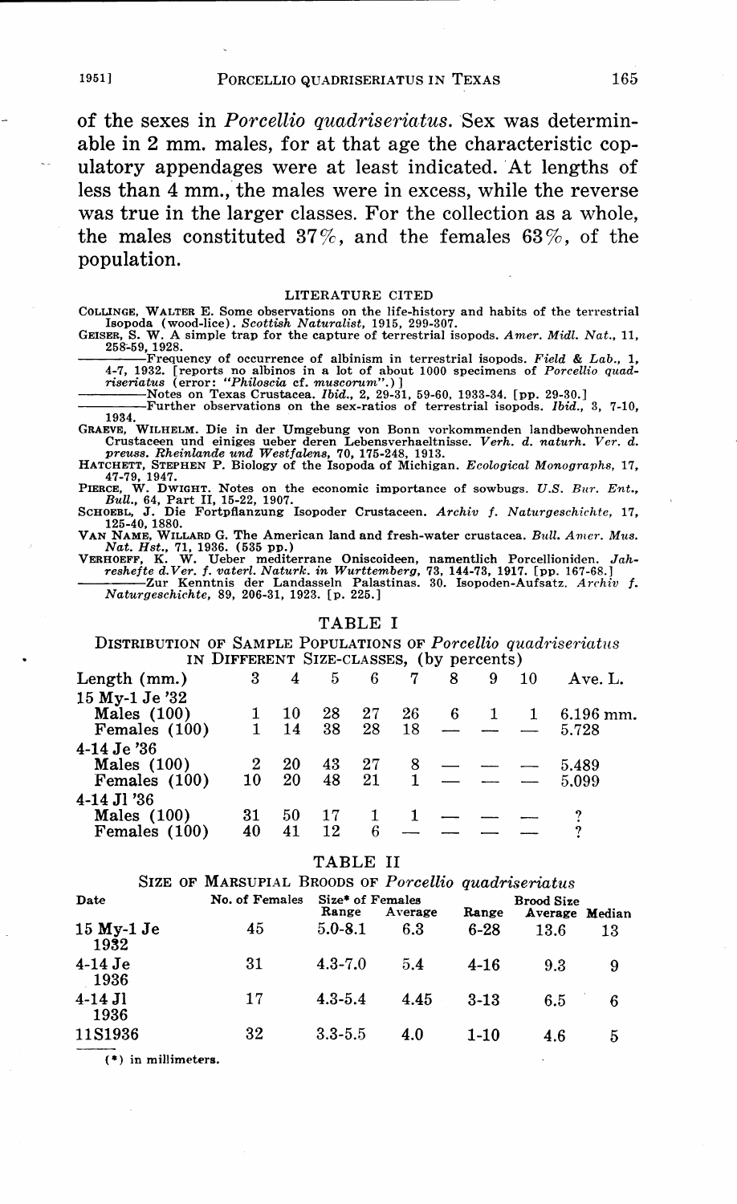of the sexes in *Porcellio quadriseriatus*. Sex was determinable in 2 mm. males, for at that age the characteristic copulatory appendages were at least indicated. At lengths of less than 4 mm., the males were in excess, while the reverse was true in the larger classes. For the collection as a whole, the males constituted 37%, and the females 63%, of the population.

## LITERATURE CITED

COLLINGE, WALTER E. Some observations on the life-history and habits of the terrestrial Isopoda (wood-lice). *Scottish Naturalist*, 1915, 299-307.

GEISER, S. W. A simple trap for the capture of terrestrial isopods. *Amer. Midl. Nat.*, 11, 258-59, 1928.

———Frequency of occurrence of albinism in terrestrial isopods. *Field & Lab.*, 1, 4-7, 1932. [reports no albinos in a lot of about 1000 specimens of *Porcellio quadriseriatus* (error: "*Philoscia* cf. *muscorum*".)]

———Notes on Texas Crustacea. *Ibid.*, 2, 29-31, 59-60, 1933-34. [pp. 29-30.]

———Further observations on the sex-ratios of terrestrial isopods. *Ibid.*, 3, 7-10, 1934.

GRAEVE, WILHELM. Die in der Umgebung von Bonn vorkommenden landbewohnenden Crustaceen und einiges ueber deren Lebensverhaeltnisse. *Verh. d. naturh. Ver. d. preuss. Rheinlande und Westfalens*, 70, 175-248, 1913.

HATCHETT, STEPHEN P. Biology of the Isopoda of Michigan. *Ecological Monographs*, 17, 47-79, 1947.

PIERCE, W. DWIGHT. Notes on the economic importance of sowbugs. *U.S. Bur. Ent., Bull.*, 64, Part II, 15-22, 1907.

SCHOEBL, J. Die Fortpflanzung Isopoder Crustaceen. *Archiv f. Naturgeschichte*, 17, 125-40, 1880.

VAN NAME, WILLARD G. The American land and fresh-water crustacea. *Bull. Amer. Mus. Nat. Hst.*, 71, 1936. (535 pp.)

VERHOEFF, K. W. Ueber mediterrane Oniscoideen, namentlich Porcellioniden. *Jahreshefte d.Ver. f. vaterl. Naturk. in Wurttemberg*, 73, 144-73, 1917. [pp. 167-68.]

———Zur Kenntnis der Landasseln Palastinas. 30. Isopoden-Aufsatz. *Archiv f. Naturgeschichte*, 89, 206-31, 1923. [p. 225.]

## TABLE I

DISTRIBUTION OF SAMPLE POPULATIONS OF *Porcellio quadriseriatus* IN DIFFERENT SIZE-CLASSES, (by percents)

| Length (mm.) | 3 | 4 | 5 | 6 | 7 | 8 | 9 | 10 | Ave. L. |
|---|---|---|---|---|---|---|---|---|---|
| 15 My-1 Je '32 | | | | | | | | | |
| Males (100) | 1 | 10 | 28 | 27 | 26 | 6 | 1 | 1 | 6.196 mm. |
| Females (100) | 1 | 14 | 38 | 28 | 18 | — | — | — | 5.728 |
| 4-14 Je '36 | | | | | | | | | |
| Males (100) | 2 | 20 | 43 | 27 | 8 | — | — | — | 5.489 |
| Females (100) | 10 | 20 | 48 | 21 | 1 | — | — | — | 5.099 |
| 4-14 Jl '36 | | | | | | | | | |
| Males (100) | 31 | 50 | 17 | 1 | 1 | — | — | — | ? |
| Females (100) | 40 | 41 | 12 | 6 | — | — | — | — | ? |

## TABLE II

SIZE OF MARSUPIAL BROODS OF *Porcellio quadriseriatus*

| Date | No. of Females | Size* of Females | | Brood Size | | |
|---|---|---|---|---|---|---|
| | | Range | Average | Range | Average | Median |
| 15 My-1 Je 1932 | 45 | 5.0-8.1 | 6.3 | 6-28 | 13.6 | 13 |
| 4-14 Je 1936 | 31 | 4.3-7.0 | 5.4 | 4-16 | 9.3 | 9 |
| 4-14 Jl 1936 | 17 | 4.3-5.4 | 4.45 | 3-13 | 6.5 | 6 |
| 11S1936 | 32 | 3.3-5.5 | 4.0 | 1-10 | 4.6 | 5 |

(*) in millimeters.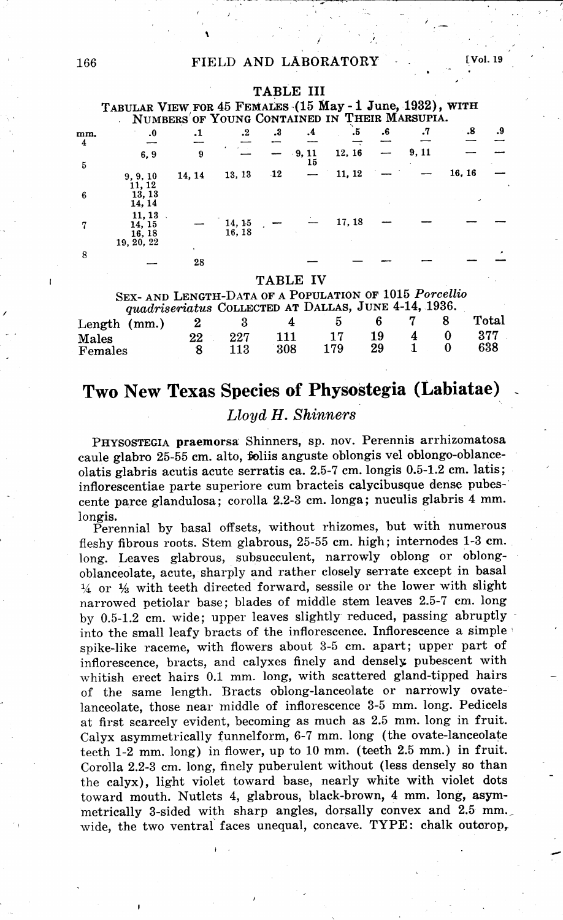TABLE III

TABULAR VIEW FOR 45 FEMALES (15 May - 1 June, 1932), WITH NUMBERS OF YOUNG CONTAINED IN THEIR MARSUPIA.

| mm. | .0 | .1 | .2 | .3 | .4 | .5 | .6 | .7 | .8 | .9 |
|---|---|---|---|---|---|---|---|---|---|---|
| 4 | 6, 9 | 9 | — | — | 9, 11, 15 | 12, 16 | — | 9, 11 | — | — |
| 5 | 9, 9, 10, 11, 12, 13, 13, 14, 14 | 14, 14 | 13, 13 | 12 | — | 11, 12 | — | — | 16, 16 | — |
| 6 | | | | | | | | | | |
| 7 | 11, 13, 14, 15, 16, 18, 19, 20, 22 | — | 14, 15, 16, 18 | — | — | 17, 18 | — | — | — | — |
| 8 | — | 28 | | | — | — | — | — | — | — |

TABLE IV

SEX- AND LENGTH-DATA OF A POPULATION OF 1015 *Porcellio quadriseriatus* COLLECTED AT DALLAS, JUNE 4-14, 1936.

| Length (mm.) | 2 | 3 | 4 | 5 | 6 | 7 | 8 | Total |
|---|---|---|---|---|---|---|---|---|
| Males | 22 | 227 | 111 | 17 | 19 | 4 | 0 | 377 |
| Females | 8 | 113 | 308 | 179 | 29 | 1 | 0 | 638 |

# Two New Texas Species of Physostegia (Labiatae)

*Lloyd H. Shinners*

PHYSOSTEGIA **praemorsa** Shinners, sp. nov. Perennis arrhizomatosa caule glabro 25-55 cm. alto, foliis anguste oblongis vel oblongo-oblanceolatis glabris acutis acute serratis ca. 2.5-7 cm. longis 0.5-1.2 cm. latis; inflorescentiae parte superiore cum bracteis calycibusque dense pubescente parce glandulosa; corolla 2.2-3 cm. longa; nuculis glabris 4 mm. longis.

Perennial by basal offsets, without rhizomes, but with numerous fleshy fibrous roots. Stem glabrous, 25-55 cm. high; internodes 1-3 cm. long. Leaves glabrous, subsucculent, narrowly oblong or oblong-oblanceolate, acute, sharply and rather closely serrate except in basal ¼ or ⅓ with teeth directed forward, sessile or the lower with slight narrowed petiolar base; blades of middle stem leaves 2.5-7 cm. long by 0.5-1.2 cm. wide; upper leaves slightly reduced, passing abruptly into the small leafy bracts of the inflorescence. Inflorescence a simple spike-like raceme, with flowers about 3-5 cm. apart; upper part of inflorescence, bracts, and calyxes finely and densely pubescent with whitish erect hairs 0.1 mm. long, with scattered gland-tipped hairs of the same length. Bracts oblong-lanceolate or narrowly ovate-lanceolate, those near middle of inflorescence 3-5 mm. long. Pedicels at first scarcely evident, becoming as much as 2.5 mm. long in fruit. Calyx asymmetrically funnelform, 6-7 mm. long (the ovate-lanceolate teeth 1-2 mm. long) in flower, up to 10 mm. (teeth 2.5 mm.) in fruit. Corolla 2.2-3 cm. long, finely puberulent without (less densely so than the calyx), light violet toward base, nearly white with violet dots toward mouth. Nutlets 4, glabrous, black-brown, 4 mm. long, asymmetrically 3-sided with sharp angles, dorsally convex and 2.5 mm. wide, the two ventral faces unequal, concave. TYPE: chalk outcrop,